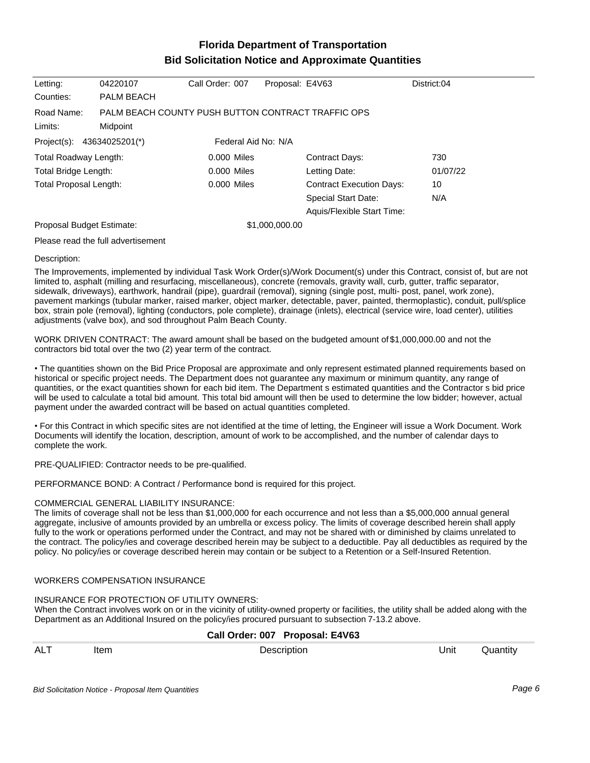# Florida Department of Transportation
## Bid Solicitation Notice and Approximate Quantities

| | | | | |
|---|---|---|---|---|
| Letting: | 04220107 | Call Order: 007 | Proposal: E4V63 | District:04 |
| Counties: | PALM BEACH | | | |
| Road Name: | PALM BEACH COUNTY PUSH BUTTON CONTRACT TRAFFIC OPS | | | |
| Limits: | Midpoint | | | |
| Project(s): | 43634025201(*) | Federal Aid No: N/A | | |

| | | | |
|---|---|---|---|
| Total Roadway Length: | 0.000 Miles | Contract Days: | 730 |
| Total Bridge Length: | 0.000 Miles | Letting Date: | 01/07/22 |
| Total Proposal Length: | 0.000 Miles | Contract Execution Days: | 10 |
| | | Special Start Date: | N/A |
| | | Aquis/Flexible Start Time: | |
| Proposal Budget Estimate: | $1,000,000.00 | | |

Please read the full advertisement

Description:

The Improvements, implemented by individual Task Work Order(s)/Work Document(s) under this Contract, consist of, but are not limited to, asphalt (milling and resurfacing, miscellaneous), concrete (removals, gravity wall, curb, gutter, traffic separator, sidewalk, driveways), earthwork, handrail (pipe), guardrail (removal), signing (single post, multi- post, panel, work zone), pavement markings (tubular marker, raised marker, object marker, detectable, paver, painted, thermoplastic), conduit, pull/splice box, strain pole (removal), lighting (conductors, pole complete), drainage (inlets), electrical (service wire, load center), utilities adjustments (valve box), and sod throughout Palm Beach County.

WORK DRIVEN CONTRACT: The award amount shall be based on the budgeted amount of $1,000,000.00 and not the contractors bid total over the two (2) year term of the contract.

• The quantities shown on the Bid Price Proposal are approximate and only represent estimated planned requirements based on historical or specific project needs. The Department does not guarantee any maximum or minimum quantity, any range of quantities, or the exact quantities shown for each bid item. The Department s estimated quantities and the Contractor s bid price will be used to calculate a total bid amount. This total bid amount will then be used to determine the low bidder; however, actual payment under the awarded contract will be based on actual quantities completed.

• For this Contract in which specific sites are not identified at the time of letting, the Engineer will issue a Work Document. Work Documents will identify the location, description, amount of work to be accomplished, and the number of calendar days to complete the work.

PRE-QUALIFIED: Contractor needs to be pre-qualified.

PERFORMANCE BOND: A Contract / Performance bond is required for this project.

COMMERCIAL GENERAL LIABILITY INSURANCE:
The limits of coverage shall not be less than $1,000,000 for each occurrence and not less than a $5,000,000 annual general aggregate, inclusive of amounts provided by an umbrella or excess policy. The limits of coverage described herein shall apply fully to the work or operations performed under the Contract, and may not be shared with or diminished by claims unrelated to the contract. The policy/ies and coverage described herein may be subject to a deductible. Pay all deductibles as required by the policy. No policy/ies or coverage described herein may contain or be subject to a Retention or a Self-Insured Retention.

WORKERS COMPENSATION INSURANCE

INSURANCE FOR PROTECTION OF UTILITY OWNERS:
When the Contract involves work on or in the vicinity of utility-owned property or facilities, the utility shall be added along with the Department as an Additional Insured on the policy/ies procured pursuant to subsection 7-13.2 above.

**Call Order: 007 Proposal: E4V63**

| ALT | Item | Description | Unit | Quantity |
|---|---|---|---|---|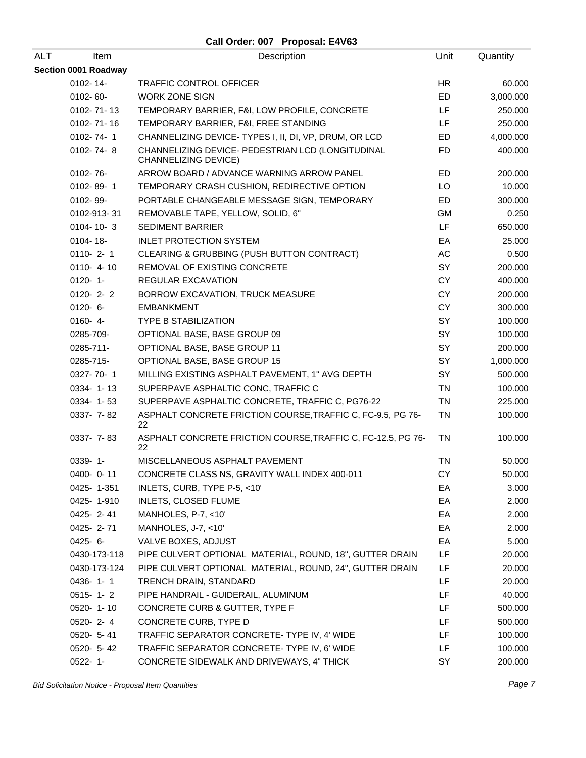**Call Order: 007 Proposal: E4V63**

| ALT | Item | Description | Unit | Quantity |
|---|---|---|---|---|
| **Section 0001 Roadway** | | | | |
| | 0102- 14- | TRAFFIC CONTROL OFFICER | HR | 60.000 |
| | 0102- 60- | WORK ZONE SIGN | ED | 3,000.000 |
| | 0102- 71- 13 | TEMPORARY BARRIER, F&I, LOW PROFILE, CONCRETE | LF | 250.000 |
| | 0102- 71- 16 | TEMPORARY BARRIER, F&I, FREE STANDING | LF | 250.000 |
| | 0102- 74- 1 | CHANNELIZING DEVICE- TYPES I, II, DI, VP, DRUM, OR LCD | ED | 4,000.000 |
| | 0102- 74- 8 | CHANNELIZING DEVICE- PEDESTRIAN LCD (LONGITUDINAL CHANNELIZING DEVICE) | FD | 400.000 |
| | 0102- 76- | ARROW BOARD / ADVANCE WARNING ARROW PANEL | ED | 200.000 |
| | 0102- 89- 1 | TEMPORARY CRASH CUSHION, REDIRECTIVE OPTION | LO | 10.000 |
| | 0102- 99- | PORTABLE CHANGEABLE MESSAGE SIGN, TEMPORARY | ED | 300.000 |
| | 0102-913- 31 | REMOVABLE TAPE, YELLOW, SOLID, 6" | GM | 0.250 |
| | 0104- 10- 3 | SEDIMENT BARRIER | LF | 650.000 |
| | 0104- 18- | INLET PROTECTION SYSTEM | EA | 25.000 |
| | 0110- 2- 1 | CLEARING & GRUBBING (PUSH BUTTON CONTRACT) | AC | 0.500 |
| | 0110- 4- 10 | REMOVAL OF EXISTING CONCRETE | SY | 200.000 |
| | 0120- 1- | REGULAR EXCAVATION | CY | 400.000 |
| | 0120- 2- 2 | BORROW EXCAVATION, TRUCK MEASURE | CY | 200.000 |
| | 0120- 6- | EMBANKMENT | CY | 300.000 |
| | 0160- 4- | TYPE B STABILIZATION | SY | 100.000 |
| | 0285-709- | OPTIONAL BASE, BASE GROUP 09 | SY | 100.000 |
| | 0285-711- | OPTIONAL BASE, BASE GROUP 11 | SY | 200.000 |
| | 0285-715- | OPTIONAL BASE, BASE GROUP 15 | SY | 1,000.000 |
| | 0327- 70- 1 | MILLING EXISTING ASPHALT PAVEMENT, 1" AVG DEPTH | SY | 500.000 |
| | 0334- 1- 13 | SUPERPAVE ASPHALTIC CONC, TRAFFIC C | TN | 100.000 |
| | 0334- 1- 53 | SUPERPAVE ASPHALTIC CONCRETE, TRAFFIC C, PG76-22 | TN | 225.000 |
| | 0337- 7- 82 | ASPHALT CONCRETE FRICTION COURSE,TRAFFIC C, FC-9.5, PG 76-22 | TN | 100.000 |
| | 0337- 7- 83 | ASPHALT CONCRETE FRICTION COURSE,TRAFFIC C, FC-12.5, PG 76-22 | TN | 100.000 |
| | 0339- 1- | MISCELLANEOUS ASPHALT PAVEMENT | TN | 50.000 |
| | 0400- 0- 11 | CONCRETE CLASS NS, GRAVITY WALL INDEX 400-011 | CY | 50.000 |
| | 0425- 1-351 | INLETS, CURB, TYPE P-5, <10' | EA | 3.000 |
| | 0425- 1-910 | INLETS, CLOSED FLUME | EA | 2.000 |
| | 0425- 2- 41 | MANHOLES, P-7, <10' | EA | 2.000 |
| | 0425- 2- 71 | MANHOLES, J-7, <10' | EA | 2.000 |
| | 0425- 6- | VALVE BOXES, ADJUST | EA | 5.000 |
| | 0430-173-118 | PIPE CULVERT OPTIONAL MATERIAL, ROUND, 18", GUTTER DRAIN | LF | 20.000 |
| | 0430-173-124 | PIPE CULVERT OPTIONAL MATERIAL, ROUND, 24", GUTTER DRAIN | LF | 20.000 |
| | 0436- 1- 1 | TRENCH DRAIN, STANDARD | LF | 20.000 |
| | 0515- 1- 2 | PIPE HANDRAIL - GUIDERAIL, ALUMINUM | LF | 40.000 |
| | 0520- 1- 10 | CONCRETE CURB & GUTTER, TYPE F | LF | 500.000 |
| | 0520- 2- 4 | CONCRETE CURB, TYPE D | LF | 500.000 |
| | 0520- 5- 41 | TRAFFIC SEPARATOR CONCRETE- TYPE IV, 4' WIDE | LF | 100.000 |
| | 0520- 5- 42 | TRAFFIC SEPARATOR CONCRETE- TYPE IV, 6' WIDE | LF | 100.000 |
| | 0522- 1- | CONCRETE SIDEWALK AND DRIVEWAYS, 4" THICK | SY | 200.000 |

*Bid Solicitation Notice - Proposal Item Quantities*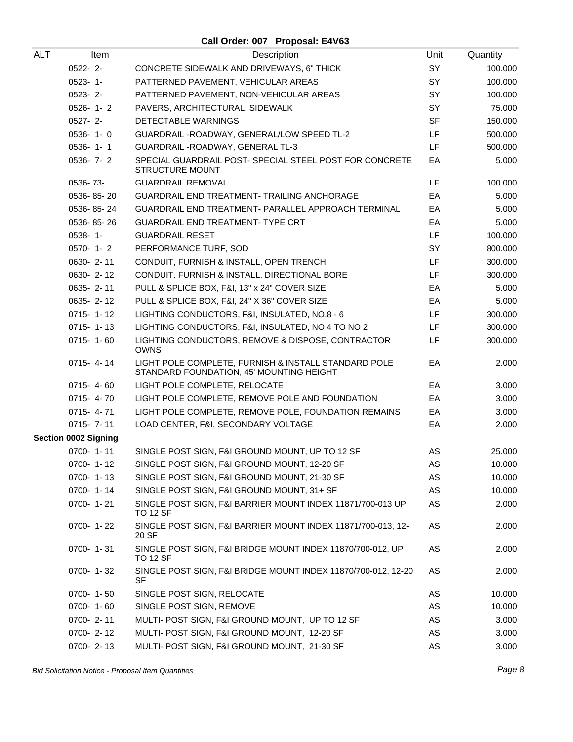**Call Order: 007 Proposal: E4V63**

| ALT | Item | Description | Unit | Quantity |
|---|---|---|---|---|
| | 0522- 2- | CONCRETE SIDEWALK AND DRIVEWAYS, 6" THICK | SY | 100.000 |
| | 0523- 1- | PATTERNED PAVEMENT, VEHICULAR AREAS | SY | 100.000 |
| | 0523- 2- | PATTERNED PAVEMENT, NON-VEHICULAR AREAS | SY | 100.000 |
| | 0526- 1- 2 | PAVERS, ARCHITECTURAL, SIDEWALK | SY | 75.000 |
| | 0527- 2- | DETECTABLE WARNINGS | SF | 150.000 |
| | 0536- 1- 0 | GUARDRAIL -ROADWAY, GENERAL/LOW SPEED TL-2 | LF | 500.000 |
| | 0536- 1- 1 | GUARDRAIL -ROADWAY, GENERAL TL-3 | LF | 500.000 |
| | 0536- 7- 2 | SPECIAL GUARDRAIL POST- SPECIAL STEEL POST FOR CONCRETE STRUCTURE MOUNT | EA | 5.000 |
| | 0536- 73- | GUARDRAIL REMOVAL | LF | 100.000 |
| | 0536- 85- 20 | GUARDRAIL END TREATMENT- TRAILING ANCHORAGE | EA | 5.000 |
| | 0536- 85- 24 | GUARDRAIL END TREATMENT- PARALLEL APPROACH TERMINAL | EA | 5.000 |
| | 0536- 85- 26 | GUARDRAIL END TREATMENT- TYPE CRT | EA | 5.000 |
| | 0538- 1- | GUARDRAIL RESET | LF | 100.000 |
| | 0570- 1- 2 | PERFORMANCE TURF, SOD | SY | 800.000 |
| | 0630- 2- 11 | CONDUIT, FURNISH & INSTALL, OPEN TRENCH | LF | 300.000 |
| | 0630- 2- 12 | CONDUIT, FURNISH & INSTALL, DIRECTIONAL BORE | LF | 300.000 |
| | 0635- 2- 11 | PULL & SPLICE BOX, F&I, 13" x 24" COVER SIZE | EA | 5.000 |
| | 0635- 2- 12 | PULL & SPLICE BOX, F&I, 24" X 36" COVER SIZE | EA | 5.000 |
| | 0715- 1- 12 | LIGHTING CONDUCTORS, F&I, INSULATED, NO.8 - 6 | LF | 300.000 |
| | 0715- 1- 13 | LIGHTING CONDUCTORS, F&I, INSULATED, NO 4 TO NO 2 | LF | 300.000 |
| | 0715- 1- 60 | LIGHTING CONDUCTORS, REMOVE & DISPOSE, CONTRACTOR OWNS | LF | 300.000 |
| | 0715- 4- 14 | LIGHT POLE COMPLETE, FURNISH & INSTALL STANDARD POLE STANDARD FOUNDATION, 45' MOUNTING HEIGHT | EA | 2.000 |
| | 0715- 4- 60 | LIGHT POLE COMPLETE, RELOCATE | EA | 3.000 |
| | 0715- 4- 70 | LIGHT POLE COMPLETE, REMOVE POLE AND FOUNDATION | EA | 3.000 |
| | 0715- 4- 71 | LIGHT POLE COMPLETE, REMOVE POLE, FOUNDATION REMAINS | EA | 3.000 |
| | 0715- 7- 11 | LOAD CENTER, F&I, SECONDARY VOLTAGE | EA | 2.000 |
| **Section 0002 Signing** | | | | |
| | 0700- 1- 11 | SINGLE POST SIGN, F&I GROUND MOUNT, UP TO 12 SF | AS | 25.000 |
| | 0700- 1- 12 | SINGLE POST SIGN, F&I GROUND MOUNT, 12-20 SF | AS | 10.000 |
| | 0700- 1- 13 | SINGLE POST SIGN, F&I GROUND MOUNT, 21-30 SF | AS | 10.000 |
| | 0700- 1- 14 | SINGLE POST SIGN, F&I GROUND MOUNT, 31+ SF | AS | 10.000 |
| | 0700- 1- 21 | SINGLE POST SIGN, F&I BARRIER MOUNT INDEX 11871/700-013 UP TO 12 SF | AS | 2.000 |
| | 0700- 1- 22 | SINGLE POST SIGN, F&I BARRIER MOUNT INDEX 11871/700-013, 12-20 SF | AS | 2.000 |
| | 0700- 1- 31 | SINGLE POST SIGN, F&I BRIDGE MOUNT INDEX 11870/700-012, UP TO 12 SF | AS | 2.000 |
| | 0700- 1- 32 | SINGLE POST SIGN, F&I BRIDGE MOUNT INDEX 11870/700-012, 12-20 SF | AS | 2.000 |
| | 0700- 1- 50 | SINGLE POST SIGN, RELOCATE | AS | 10.000 |
| | 0700- 1- 60 | SINGLE POST SIGN, REMOVE | AS | 10.000 |
| | 0700- 2- 11 | MULTI- POST SIGN, F&I GROUND MOUNT, UP TO 12 SF | AS | 3.000 |
| | 0700- 2- 12 | MULTI- POST SIGN, F&I GROUND MOUNT, 12-20 SF | AS | 3.000 |
| | 0700- 2- 13 | MULTI- POST SIGN, F&I GROUND MOUNT, 21-30 SF | AS | 3.000 |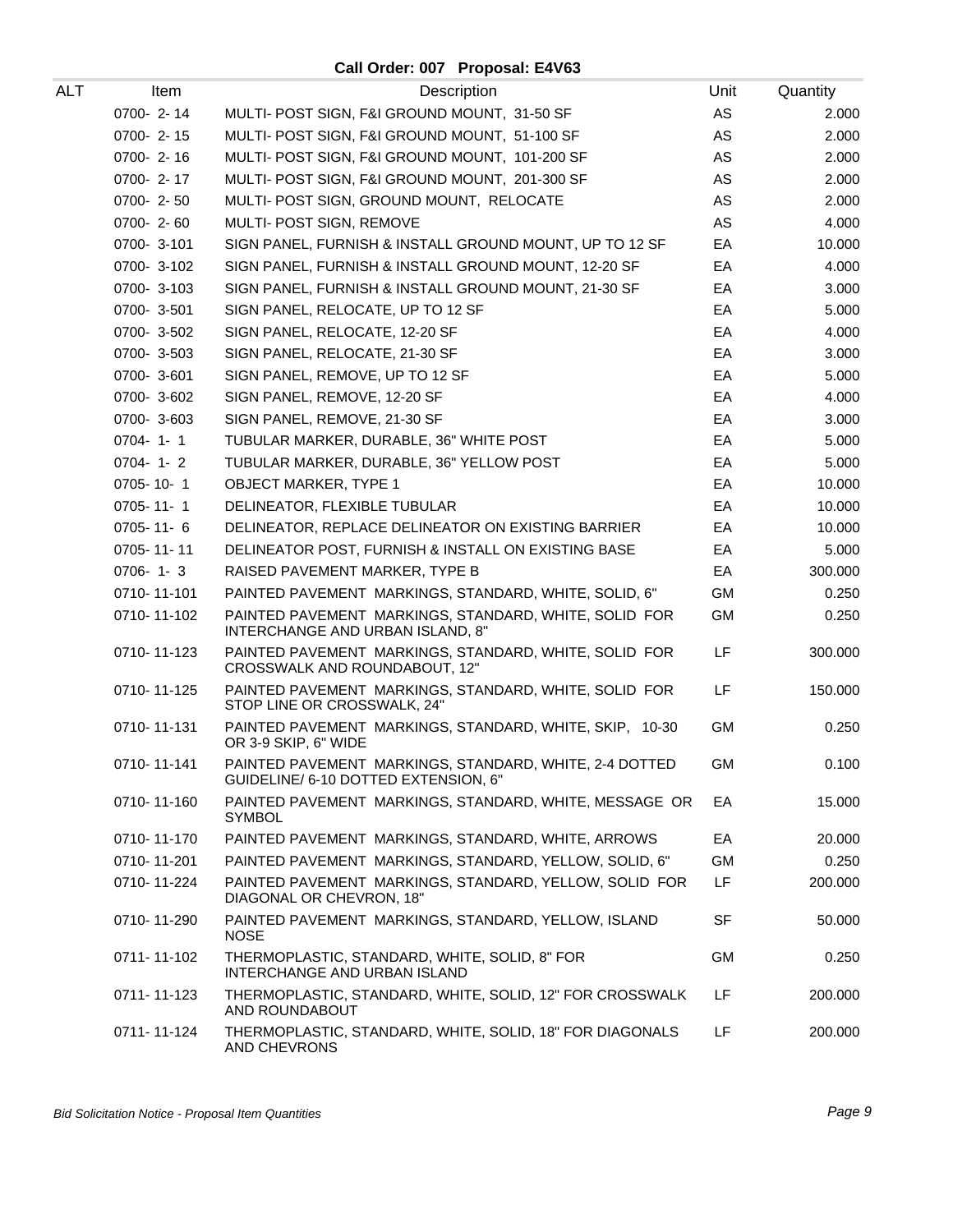**Call Order: 007 Proposal: E4V63**

| ALT | Item | Description | Unit | Quantity |
|---|---|---|---|---|
| | 0700- 2- 14 | MULTI- POST SIGN, F&I GROUND MOUNT, 31-50 SF | AS | 2.000 |
| | 0700- 2- 15 | MULTI- POST SIGN, F&I GROUND MOUNT, 51-100 SF | AS | 2.000 |
| | 0700- 2- 16 | MULTI- POST SIGN, F&I GROUND MOUNT, 101-200 SF | AS | 2.000 |
| | 0700- 2- 17 | MULTI- POST SIGN, F&I GROUND MOUNT, 201-300 SF | AS | 2.000 |
| | 0700- 2- 50 | MULTI- POST SIGN, GROUND MOUNT, RELOCATE | AS | 2.000 |
| | 0700- 2- 60 | MULTI- POST SIGN, REMOVE | AS | 4.000 |
| | 0700- 3-101 | SIGN PANEL, FURNISH & INSTALL GROUND MOUNT, UP TO 12 SF | EA | 10.000 |
| | 0700- 3-102 | SIGN PANEL, FURNISH & INSTALL GROUND MOUNT, 12-20 SF | EA | 4.000 |
| | 0700- 3-103 | SIGN PANEL, FURNISH & INSTALL GROUND MOUNT, 21-30 SF | EA | 3.000 |
| | 0700- 3-501 | SIGN PANEL, RELOCATE, UP TO 12 SF | EA | 5.000 |
| | 0700- 3-502 | SIGN PANEL, RELOCATE, 12-20 SF | EA | 4.000 |
| | 0700- 3-503 | SIGN PANEL, RELOCATE, 21-30 SF | EA | 3.000 |
| | 0700- 3-601 | SIGN PANEL, REMOVE, UP TO 12 SF | EA | 5.000 |
| | 0700- 3-602 | SIGN PANEL, REMOVE, 12-20 SF | EA | 4.000 |
| | 0700- 3-603 | SIGN PANEL, REMOVE, 21-30 SF | EA | 3.000 |
| | 0704- 1- 1 | TUBULAR MARKER, DURABLE, 36" WHITE POST | EA | 5.000 |
| | 0704- 1- 2 | TUBULAR MARKER, DURABLE, 36" YELLOW POST | EA | 5.000 |
| | 0705- 10- 1 | OBJECT MARKER, TYPE 1 | EA | 10.000 |
| | 0705- 11- 1 | DELINEATOR, FLEXIBLE TUBULAR | EA | 10.000 |
| | 0705- 11- 6 | DELINEATOR, REPLACE DELINEATOR ON EXISTING BARRIER | EA | 10.000 |
| | 0705- 11- 11 | DELINEATOR POST, FURNISH & INSTALL ON EXISTING BASE | EA | 5.000 |
| | 0706- 1- 3 | RAISED PAVEMENT MARKER, TYPE B | EA | 300.000 |
| | 0710- 11-101 | PAINTED PAVEMENT MARKINGS, STANDARD, WHITE, SOLID, 6" | GM | 0.250 |
| | 0710- 11-102 | PAINTED PAVEMENT MARKINGS, STANDARD, WHITE, SOLID FOR INTERCHANGE AND URBAN ISLAND, 8" | GM | 0.250 |
| | 0710- 11-123 | PAINTED PAVEMENT MARKINGS, STANDARD, WHITE, SOLID FOR CROSSWALK AND ROUNDABOUT, 12" | LF | 300.000 |
| | 0710- 11-125 | PAINTED PAVEMENT MARKINGS, STANDARD, WHITE, SOLID FOR STOP LINE OR CROSSWALK, 24" | LF | 150.000 |
| | 0710- 11-131 | PAINTED PAVEMENT MARKINGS, STANDARD, WHITE, SKIP, 10-30 OR 3-9 SKIP, 6" WIDE | GM | 0.250 |
| | 0710- 11-141 | PAINTED PAVEMENT MARKINGS, STANDARD, WHITE, 2-4 DOTTED GUIDELINE/ 6-10 DOTTED EXTENSION, 6" | GM | 0.100 |
| | 0710- 11-160 | PAINTED PAVEMENT MARKINGS, STANDARD, WHITE, MESSAGE OR SYMBOL | EA | 15.000 |
| | 0710- 11-170 | PAINTED PAVEMENT MARKINGS, STANDARD, WHITE, ARROWS | EA | 20.000 |
| | 0710- 11-201 | PAINTED PAVEMENT MARKINGS, STANDARD, YELLOW, SOLID, 6" | GM | 0.250 |
| | 0710- 11-224 | PAINTED PAVEMENT MARKINGS, STANDARD, YELLOW, SOLID FOR DIAGONAL OR CHEVRON, 18" | LF | 200.000 |
| | 0710- 11-290 | PAINTED PAVEMENT MARKINGS, STANDARD, YELLOW, ISLAND NOSE | SF | 50.000 |
| | 0711- 11-102 | THERMOPLASTIC, STANDARD, WHITE, SOLID, 8" FOR INTERCHANGE AND URBAN ISLAND | GM | 0.250 |
| | 0711- 11-123 | THERMOPLASTIC, STANDARD, WHITE, SOLID, 12" FOR CROSSWALK AND ROUNDABOUT | LF | 200.000 |
| | 0711- 11-124 | THERMOPLASTIC, STANDARD, WHITE, SOLID, 18" FOR DIAGONALS AND CHEVRONS | LF | 200.000 |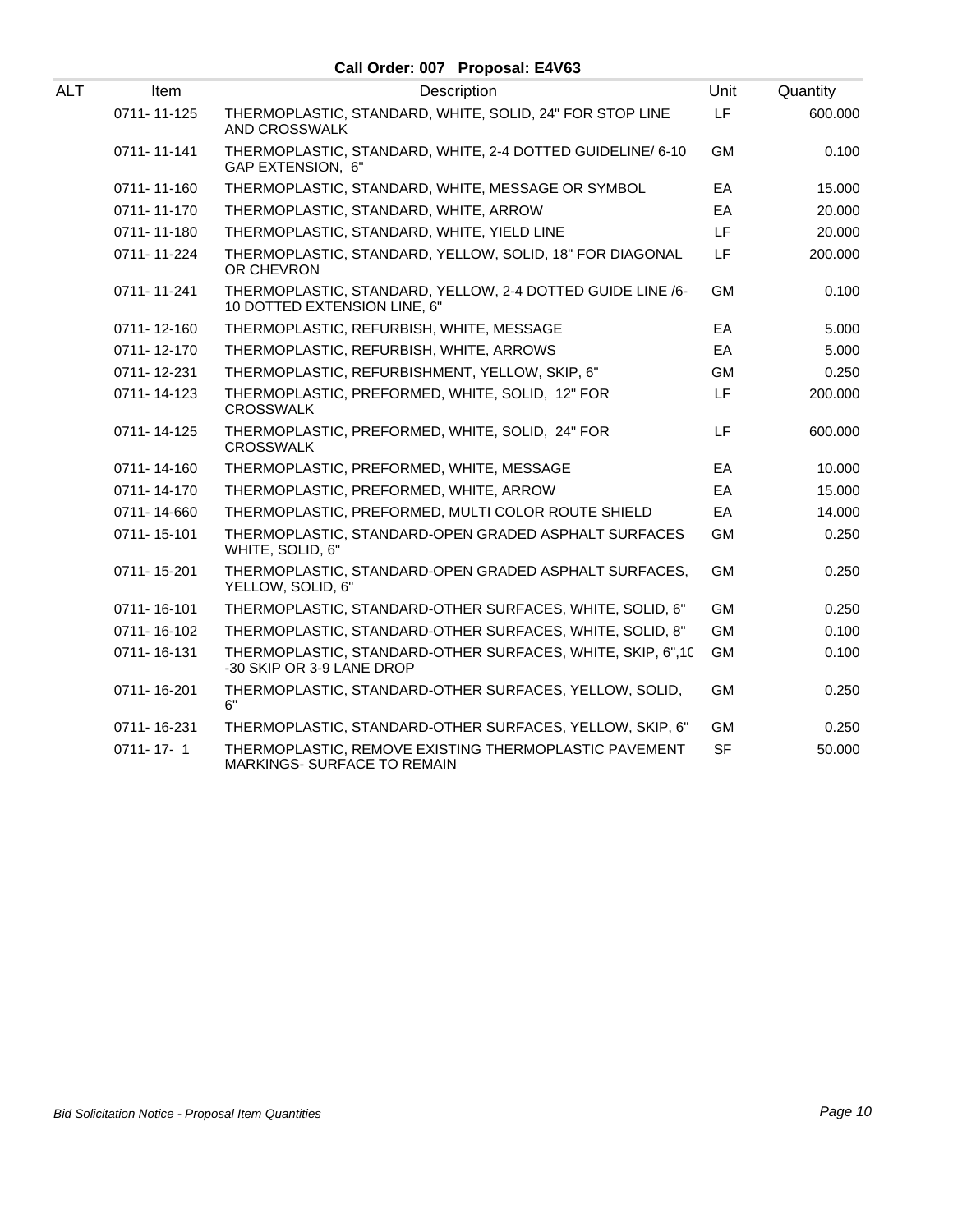**Call Order: 007 Proposal: E4V63**

| ALT | Item | Description | Unit | Quantity |
|---|---|---|---|---|
| | 0711- 11-125 | THERMOPLASTIC, STANDARD, WHITE, SOLID, 24" FOR STOP LINE AND CROSSWALK | LF | 600.000 |
| | 0711- 11-141 | THERMOPLASTIC, STANDARD, WHITE, 2-4 DOTTED GUIDELINE/ 6-10 GAP EXTENSION, 6" | GM | 0.100 |
| | 0711- 11-160 | THERMOPLASTIC, STANDARD, WHITE, MESSAGE OR SYMBOL | EA | 15.000 |
| | 0711- 11-170 | THERMOPLASTIC, STANDARD, WHITE, ARROW | EA | 20.000 |
| | 0711- 11-180 | THERMOPLASTIC, STANDARD, WHITE, YIELD LINE | LF | 20.000 |
| | 0711- 11-224 | THERMOPLASTIC, STANDARD, YELLOW, SOLID, 18" FOR DIAGONAL OR CHEVRON | LF | 200.000 |
| | 0711- 11-241 | THERMOPLASTIC, STANDARD, YELLOW, 2-4 DOTTED GUIDE LINE /6-10 DOTTED EXTENSION LINE, 6" | GM | 0.100 |
| | 0711- 12-160 | THERMOPLASTIC, REFURBISH, WHITE, MESSAGE | EA | 5.000 |
| | 0711- 12-170 | THERMOPLASTIC, REFURBISH, WHITE, ARROWS | EA | 5.000 |
| | 0711- 12-231 | THERMOPLASTIC, REFURBISHMENT, YELLOW, SKIP, 6" | GM | 0.250 |
| | 0711- 14-123 | THERMOPLASTIC, PREFORMED, WHITE, SOLID, 12" FOR CROSSWALK | LF | 200.000 |
| | 0711- 14-125 | THERMOPLASTIC, PREFORMED, WHITE, SOLID, 24" FOR CROSSWALK | LF | 600.000 |
| | 0711- 14-160 | THERMOPLASTIC, PREFORMED, WHITE, MESSAGE | EA | 10.000 |
| | 0711- 14-170 | THERMOPLASTIC, PREFORMED, WHITE, ARROW | EA | 15.000 |
| | 0711- 14-660 | THERMOPLASTIC, PREFORMED, MULTI COLOR ROUTE SHIELD | EA | 14.000 |
| | 0711- 15-101 | THERMOPLASTIC, STANDARD-OPEN GRADED ASPHALT SURFACES WHITE, SOLID, 6" | GM | 0.250 |
| | 0711- 15-201 | THERMOPLASTIC, STANDARD-OPEN GRADED ASPHALT SURFACES, YELLOW, SOLID, 6" | GM | 0.250 |
| | 0711- 16-101 | THERMOPLASTIC, STANDARD-OTHER SURFACES, WHITE, SOLID, 6" | GM | 0.250 |
| | 0711- 16-102 | THERMOPLASTIC, STANDARD-OTHER SURFACES, WHITE, SOLID, 8" | GM | 0.100 |
| | 0711- 16-131 | THERMOPLASTIC, STANDARD-OTHER SURFACES, WHITE, SKIP, 6",10 -30 SKIP OR 3-9 LANE DROP | GM | 0.100 |
| | 0711- 16-201 | THERMOPLASTIC, STANDARD-OTHER SURFACES, YELLOW, SOLID, 6" | GM | 0.250 |
| | 0711- 16-231 | THERMOPLASTIC, STANDARD-OTHER SURFACES, YELLOW, SKIP, 6" | GM | 0.250 |
| | 0711- 17- 1 | THERMOPLASTIC, REMOVE EXISTING THERMOPLASTIC PAVEMENT MARKINGS- SURFACE TO REMAIN | SF | 50.000 |